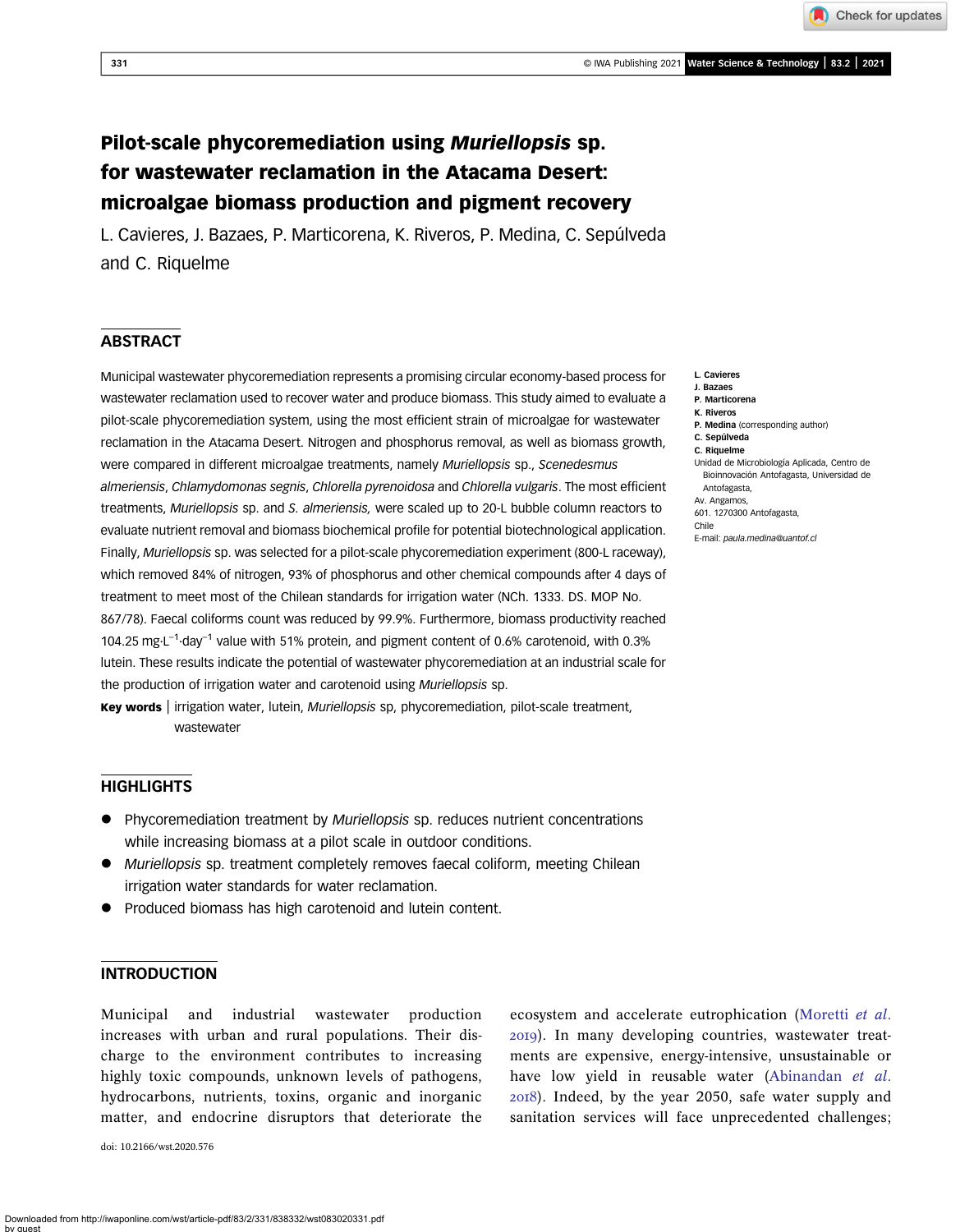# Pilot-scale phycoremediation using *Muriellopsis* sp. for wastewater reclamation in the Atacama Desert: microalgae biomass production and pigment recovery

L. Cavieres, J. Bazaes, P. Marticorena, K. Riveros, P. Medina, C. Sepúlveda and C. Riquelme

## ABSTRACT

Municipal wastewater phycoremediation represents a promising circular economy-based process for wastewater reclamation used to recover water and produce biomass. This study aimed to evaluate a pilot-scale phycoremediation system, using the most efficient strain of microalgae for wastewater reclamation in the Atacama Desert. Nitrogen and phosphorus removal, as well as biomass growth, were compared in different microalgae treatments, namely *Muriellopsis* sp., *Scenedesmus almeriensis*, *Chlamydomonas segnis*, *Chlorella pyrenoidosa* and *Chlorella vulgaris*. The most efficient treatments, *Muriellopsis* sp. and *S. almeriensis,* were scaled up to 20-L bubble column reactors to evaluate nutrient removal and biomass biochemical profile for potential biotechnological application. Finally, *Muriellopsis* sp. was selected for a pilot-scale phycoremediation experiment (800-L raceway), which removed 84% of nitrogen, 93% of phosphorus and other chemical compounds after 4 days of treatment to meet most of the Chilean standards for irrigation water (NCh. 1333. DS. MOP No. 867/78). Faecal coliforms count was reduced by 99.9%. Furthermore, biomass productivity reached 104.25 $mg \cdot L^{-1} \cdot day^{-1}$ value with 51% protein, and pigment content of 0.6% carotenoid, with 0.3% lutein. These results indicate the potential of wastewater phycoremediation at an industrial scale for the production of irrigation water and carotenoid using *Muriellopsis* sp.

**Key words** | irrigation water, lutein, *Muriellopsis* sp, phycoremediation, pilot-scale treatment, wastewater

**L. Cavieres**
**J. Bazaes**
**P. Marticorena**
**K. Riveros**
**P. Medina** (corresponding author)
**C. Sepúlveda**
**C. Riquelme**
Unidad de Microbiología Aplicada, Centro de Bioinnovación Antofagasta, Universidad de Antofagasta,
Av. Angamos,
601. 1270300 Antofagasta,
Chile
E-mail: *paula.medina@uantof.cl*

## HIGHLIGHTS

- Phycoremediation treatment by *Muriellopsis* sp. reduces nutrient concentrations while increasing biomass at a pilot scale in outdoor conditions.
- *Muriellopsis* sp. treatment completely removes faecal coliform, meeting Chilean irrigation water standards for water reclamation.
- Produced biomass has high carotenoid and lutein content.

## INTRODUCTION

Municipal and industrial wastewater production increases with urban and rural populations. Their discharge to the environment contributes to increasing highly toxic compounds, unknown levels of pathogens, hydrocarbons, nutrients, toxins, organic and inorganic matter, and endocrine disruptors that deteriorate the ecosystem and accelerate eutrophication (Moretti *et al.* 2019). In many developing countries, wastewater treatments are expensive, energy-intensive, unsustainable or have low yield in reusable water (Abinandan *et al.* 2018). Indeed, by the year 2050, safe water supply and sanitation services will face unprecedented challenges;

doi: 10.2166/wst.2020.576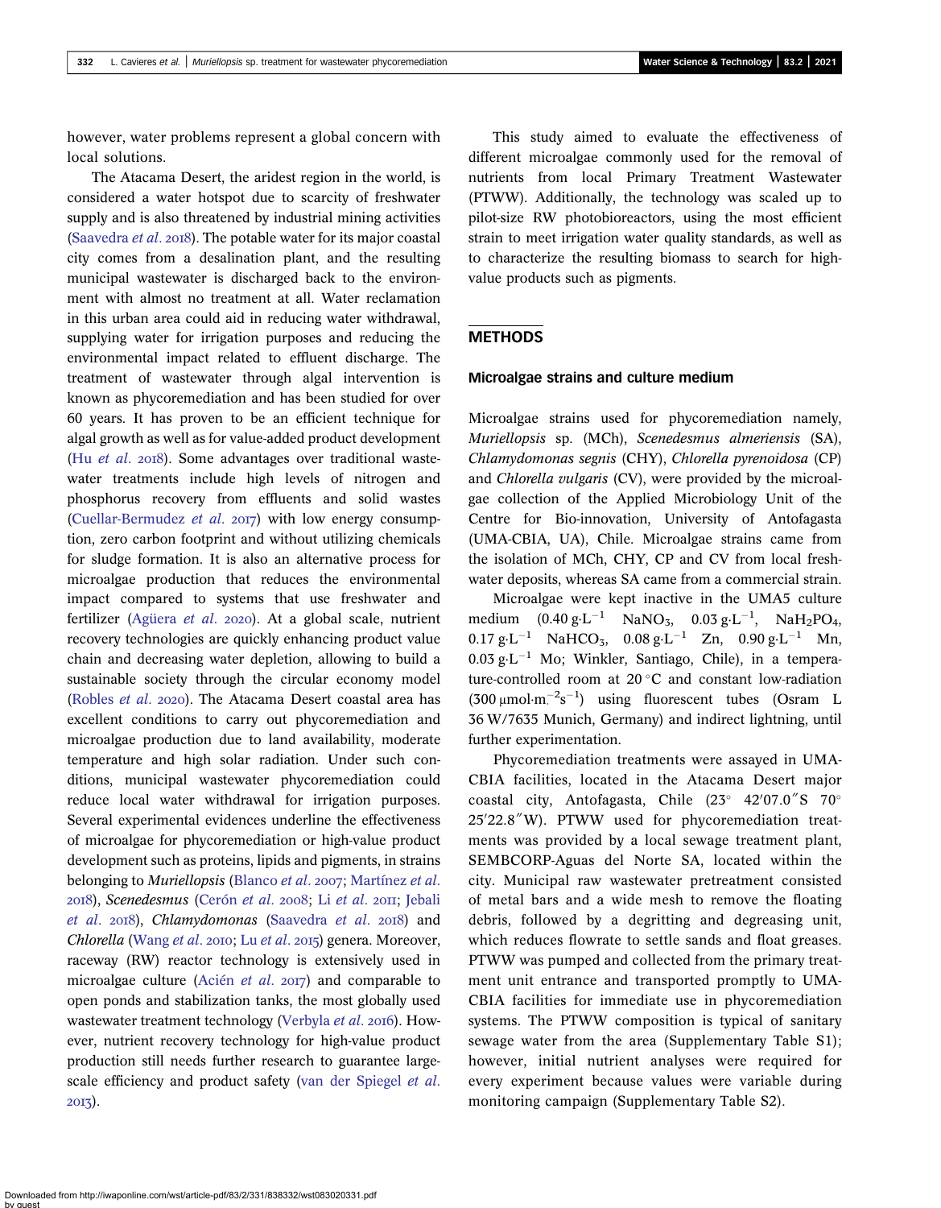however, water problems represent a global concern with local solutions.

The Atacama Desert, the aridest region in the world, is considered a water hotspot due to scarcity of freshwater supply and is also threatened by industrial mining activities (Saavedra *et al.* 2018). The potable water for its major coastal city comes from a desalination plant, and the resulting municipal wastewater is discharged back to the environment with almost no treatment at all. Water reclamation in this urban area could aid in reducing water withdrawal, supplying water for irrigation purposes and reducing the environmental impact related to effluent discharge. The treatment of wastewater through algal intervention is known as phycoremediation and has been studied for over 60 years. It has proven to be an efficient technique for algal growth as well as for value-added product development (Hu *et al.* 2018). Some advantages over traditional wastewater treatments include high levels of nitrogen and phosphorus recovery from effluents and solid wastes (Cuellar-Bermudez *et al.* 2017) with low energy consumption, zero carbon footprint and without utilizing chemicals for sludge formation. It is also an alternative process for microalgae production that reduces the environmental impact compared to systems that use freshwater and fertilizer (Agüera *et al.* 2020). At a global scale, nutrient recovery technologies are quickly enhancing product value chain and decreasing water depletion, allowing to build a sustainable society through the circular economy model (Robles *et al.* 2020). The Atacama Desert coastal area has excellent conditions to carry out phycoremediation and microalgae production due to land availability, moderate temperature and high solar radiation. Under such conditions, municipal wastewater phycoremediation could reduce local water withdrawal for irrigation purposes. Several experimental evidences underline the effectiveness of microalgae for phycoremediation or high-value product development such as proteins, lipids and pigments, in strains belonging to *Muriellopsis* (Blanco *et al.* 2007; Martínez *et al.* 2018), *Scenedesmus* (Cerón *et al.* 2008; Li *et al.* 2011; Jebali *et al.* 2018), *Chlamydomonas* (Saavedra *et al.* 2018) and *Chlorella* (Wang *et al.* 2010; Lu *et al.* 2015) genera. Moreover, raceway (RW) reactor technology is extensively used in microalgae culture (Acién *et al.* 2017) and comparable to open ponds and stabilization tanks, the most globally used wastewater treatment technology (Verbyla *et al.* 2016). However, nutrient recovery technology for high-value product production still needs further research to guarantee large-scale efficiency and product safety (van der Spiegel *et al.* 2013).

This study aimed to evaluate the effectiveness of different microalgae commonly used for the removal of nutrients from local Primary Treatment Wastewater (PTWW). Additionally, the technology was scaled up to pilot-size RW photobioreactors, using the most efficient strain to meet irrigation water quality standards, as well as to characterize the resulting biomass to search for high-value products such as pigments.

## METHODS

### Microalgae strains and culture medium

Microalgae strains used for phycoremediation namely, *Muriellopsis* sp. (MCh), *Scenedesmus almeriensis* (SA), *Chlamydomonas segnis* (CHY), *Chlorella pyrenoidosa* (CP) and *Chlorella vulgaris* (CV), were provided by the microalgae collection of the Applied Microbiology Unit of the Centre for Bio-innovation, University of Antofagasta (UMA-CBIA, UA), Chile. Microalgae strains came from the isolation of MCh, CHY, CP and CV from local freshwater deposits, whereas SA came from a commercial strain.

Microalgae were kept inactive in the UMA5 culture medium (0.40 $g{\cdot}L^{-1}$ $NaNO_3$, 0.03 $g{\cdot}L^{-1}$, $NaH_2PO_4$, 0.17 $g{\cdot}L^{-1}$ $NaHCO_3$, 0.08 $g{\cdot}L^{-1}$ Zn, 0.90 $g{\cdot}L^{-1}$ Mn, 0.03 $g{\cdot}L^{-1}$ Mo; Winkler, Santiago, Chile), in a temperature-controlled room at 20 °C and constant low-radiation (300 $\mu mol{\cdot}m^{-2}s^{-1}$) using fluorescent tubes (Osram L 36 W/7635 Munich, Germany) and indirect lightning, until further experimentation.

Phycoremediation treatments were assayed in UMA-CBIA facilities, located in the Atacama Desert major coastal city, Antofagasta, Chile (23° 42′07.0″S 70° 25′22.8″W). PTWW used for phycoremediation treatments was provided by a local sewage treatment plant, SEMBCORP-Aguas del Norte SA, located within the city. Municipal raw wastewater pretreatment consisted of metal bars and a wide mesh to remove the floating debris, followed by a degritting and degreasing unit, which reduces flowrate to settle sands and float greases. PTWW was pumped and collected from the primary treatment unit entrance and transported promptly to UMA-CBIA facilities for immediate use in phycoremediation systems. The PTWW composition is typical of sanitary sewage water from the area (Supplementary Table S1); however, initial nutrient analyses were required for every experiment because values were variable during monitoring campaign (Supplementary Table S2).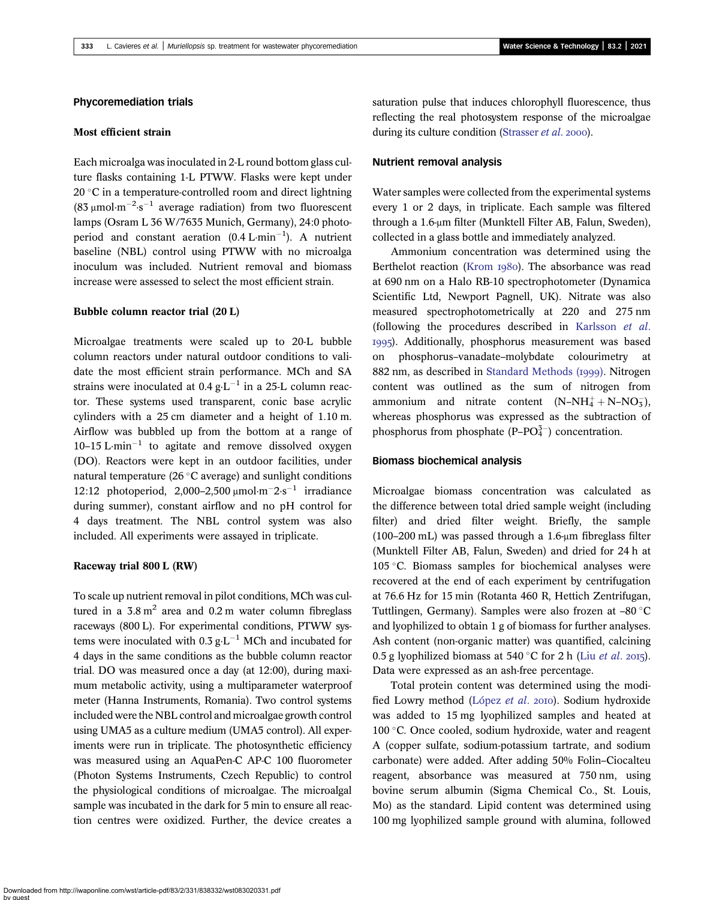## Phycoremediation trials

### Most efficient strain

Each microalga was inoculated in 2-L round bottom glass culture flasks containing 1-L PTWW. Flasks were kept under 20 °C in a temperature-controlled room and direct lightning (83 $\mu mol \cdot m^{-2} \cdot s^{-1}$ average radiation) from two fluorescent lamps (Osram L 36 W/7635 Munich, Germany), 24:0 photoperiod and constant aeration ($0.4\ L \cdot min^{-1}$). A nutrient baseline (NBL) control using PTWW with no microalga inoculum was included. Nutrient removal and biomass increase were assessed to select the most efficient strain.

### Bubble column reactor trial (20 L)

Microalgae treatments were scaled up to 20-L bubble column reactors under natural outdoor conditions to validate the most efficient strain performance. MCh and SA strains were inoculated at $0.4\ g \cdot L^{-1}$ in a 25-L column reactor. These systems used transparent, conic base acrylic cylinders with a 25 cm diameter and a height of 1.10 m. Airflow was bubbled up from the bottom at a range of $10–15\ L \cdot min^{-1}$ to agitate and remove dissolved oxygen (DO). Reactors were kept in an outdoor facilities, under natural temperature (26 °C average) and sunlight conditions 12:12 photoperiod, 2,000–2,500 $\mu mol \cdot m^{-}2 \cdot s^{-1}$ irradiance during summer), constant airflow and no pH control for 4 days treatment. The NBL control system was also included. All experiments were assayed in triplicate.

### Raceway trial 800 L (RW)

To scale up nutrient removal in pilot conditions, MCh was cultured in a 3.8 $m^2$ area and 0.2 m water column fibreglass raceways (800 L). For experimental conditions, PTWW systems were inoculated with $0.3\ g \cdot L^{-1}$ MCh and incubated for 4 days in the same conditions as the bubble column reactor trial. DO was measured once a day (at 12:00), during maximum metabolic activity, using a multiparameter waterproof meter (Hanna Instruments, Romania). Two control systems included were the NBL control and microalgae growth control using UMA5 as a culture medium (UMA5 control). All experiments were run in triplicate. The photosynthetic efficiency was measured using an AquaPen-C AP-C 100 fluorometer (Photon Systems Instruments, Czech Republic) to control the physiological conditions of microalgae. The microalgal sample was incubated in the dark for 5 min to ensure all reaction centres were oxidized. Further, the device creates a saturation pulse that induces chlorophyll fluorescence, thus reflecting the real photosystem response of the microalgae during its culture condition (Strasser *et al.* 2000).

## Nutrient removal analysis

Water samples were collected from the experimental systems every 1 or 2 days, in triplicate. Each sample was filtered through a 1.6-μm filter (Munktell Filter AB, Falun, Sweden), collected in a glass bottle and immediately analyzed.

Ammonium concentration was determined using the Berthelot reaction (Krom 1980). The absorbance was read at 690 nm on a Halo RB-10 spectrophotometer (Dynamica Scientific Ltd, Newport Pagnell, UK). Nitrate was also measured spectrophotometrically at 220 and 275 nm (following the procedures described in Karlsson *et al.* 1995). Additionally, phosphorus measurement was based on phosphorus–vanadate–molybdate colourimetry at 882 nm, as described in Standard Methods (1999). Nitrogen content was outlined as the sum of nitrogen from ammonium and nitrate content ($N–NH_4^+ + N–NO_3^-$), whereas phosphorus was expressed as the subtraction of phosphorus from phosphate ($P–PO_4^{3-}$) concentration.

## Biomass biochemical analysis

Microalgae biomass concentration was calculated as the difference between total dried sample weight (including filter) and dried filter weight. Briefly, the sample (100–200 mL) was passed through a 1.6-μm fibreglass filter (Munktell Filter AB, Falun, Sweden) and dried for 24 h at 105 °C. Biomass samples for biochemical analyses were recovered at the end of each experiment by centrifugation at 76.6 Hz for 15 min (Rotanta 460 R, Hettich Zentrifugan, Tuttlingen, Germany). Samples were also frozen at −80 °C and lyophilized to obtain 1 g of biomass for further analyses. Ash content (non-organic matter) was quantified, calcining 0.5 g lyophilized biomass at 540 °C for 2 h (Liu *et al.* 2015). Data were expressed as an ash-free percentage.

Total protein content was determined using the modified Lowry method (López *et al.* 2010). Sodium hydroxide was added to 15 mg lyophilized samples and heated at 100 °C. Once cooled, sodium hydroxide, water and reagent A (copper sulfate, sodium-potassium tartrate, and sodium carbonate) were added. After adding 50% Folin–Ciocalteu reagent, absorbance was measured at 750 nm, using bovine serum albumin (Sigma Chemical Co., St. Louis, Mo) as the standard. Lipid content was determined using 100 mg lyophilized sample ground with alumina, followed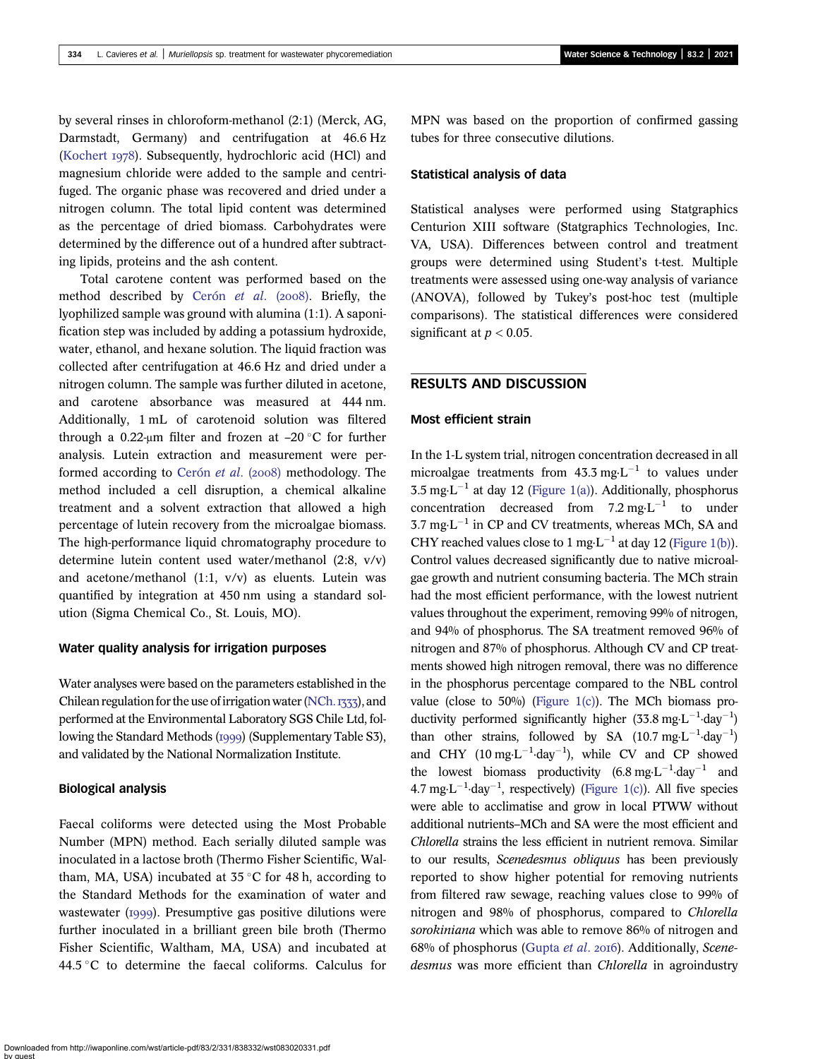by several rinses in chloroform-methanol (2:1) (Merck, AG, Darmstadt, Germany) and centrifugation at 46.6 Hz (Kochert 1978). Subsequently, hydrochloric acid (HCl) and magnesium chloride were added to the sample and centrifuged. The organic phase was recovered and dried under a nitrogen column. The total lipid content was determined as the percentage of dried biomass. Carbohydrates were determined by the difference out of a hundred after subtracting lipids, proteins and the ash content.

Total carotene content was performed based on the method described by Cerón *et al.* (2008). Briefly, the lyophilized sample was ground with alumina (1:1). A saponification step was included by adding a potassium hydroxide, water, ethanol, and hexane solution. The liquid fraction was collected after centrifugation at 46.6 Hz and dried under a nitrogen column. The sample was further diluted in acetone, and carotene absorbance was measured at 444 nm. Additionally, 1 mL of carotenoid solution was filtered through a 0.22-μm filter and frozen at –20 °C for further analysis. Lutein extraction and measurement were performed according to Cerón *et al.* (2008) methodology. The method included a cell disruption, a chemical alkaline treatment and a solvent extraction that allowed a high percentage of lutein recovery from the microalgae biomass. The high-performance liquid chromatography procedure to determine lutein content used water/methanol (2:8, v/v) and acetone/methanol (1:1, v/v) as eluents. Lutein was quantified by integration at 450 nm using a standard solution (Sigma Chemical Co., St. Louis, MO).

### Water quality analysis for irrigation purposes

Water analyses were based on the parameters established in the Chilean regulation for the use of irrigation water (NCh.1333), and performed at the Environmental Laboratory SGS Chile Ltd, following the Standard Methods (1999) (Supplementary Table S3), and validated by the National Normalization Institute.

### Biological analysis

Faecal coliforms were detected using the Most Probable Number (MPN) method. Each serially diluted sample was inoculated in a lactose broth (Thermo Fisher Scientific, Waltham, MA, USA) incubated at 35 °C for 48 h, according to the Standard Methods for the examination of water and wastewater (1999). Presumptive gas positive dilutions were further inoculated in a brilliant green bile broth (Thermo Fisher Scientific, Waltham, MA, USA) and incubated at 44.5 °C to determine the faecal coliforms. Calculus for MPN was based on the proportion of confirmed gassing tubes for three consecutive dilutions.

### Statistical analysis of data

Statistical analyses were performed using Statgraphics Centurion XIII software (Statgraphics Technologies, Inc. VA, USA). Differences between control and treatment groups were determined using Student's t-test. Multiple treatments were assessed using one-way analysis of variance (ANOVA), followed by Tukey's post-hoc test (multiple comparisons). The statistical differences were considered significant at $p < 0.05$.

## RESULTS AND DISCUSSION

### Most efficient strain

In the 1-L system trial, nitrogen concentration decreased in all microalgae treatments from 43.3 mg·L$^{-1}$ to values under 3.5 mg·L$^{-1}$ at day 12 (Figure 1(a)). Additionally, phosphorus concentration decreased from 7.2 mg·L$^{-1}$ to under 3.7 mg·L$^{-1}$ in CP and CV treatments, whereas MCh, SA and CHY reached values close to 1 mg·L$^{-1}$ at day 12 (Figure 1(b)). Control values decreased significantly due to native microalgae growth and nutrient consuming bacteria. The MCh strain had the most efficient performance, with the lowest nutrient values throughout the experiment, removing 99% of nitrogen, and 94% of phosphorus. The SA treatment removed 96% of nitrogen and 87% of phosphorus. Although CV and CP treatments showed high nitrogen removal, there was no difference in the phosphorus percentage compared to the NBL control value (close to 50%) (Figure 1(c)). The MCh biomass productivity performed significantly higher (33.8 mg·L$^{-1}$·day$^{-1}$) than other strains, followed by SA (10.7 mg·L$^{-1}$·day$^{-1}$) and CHY (10 mg·L$^{-1}$·day$^{-1}$), while CV and CP showed the lowest biomass productivity (6.8 mg·L$^{-1}$·day$^{-1}$ and 4.7 mg·L$^{-1}$·day$^{-1}$, respectively) (Figure 1(c)). All five species were able to acclimatise and grow in local PTWW without additional nutrients–MCh and SA were the most efficient and *Chlorella* strains the less efficient in nutrient remova. Similar to our results, *Scenedesmus obliquus* has been previously reported to show higher potential for removing nutrients from filtered raw sewage, reaching values close to 99% of nitrogen and 98% of phosphorus, compared to *Chlorella sorokiniana* which was able to remove 86% of nitrogen and 68% of phosphorus (Gupta *et al.* 2016). Additionally, *Scenedesmus* was more efficient than *Chlorella* in agroindustry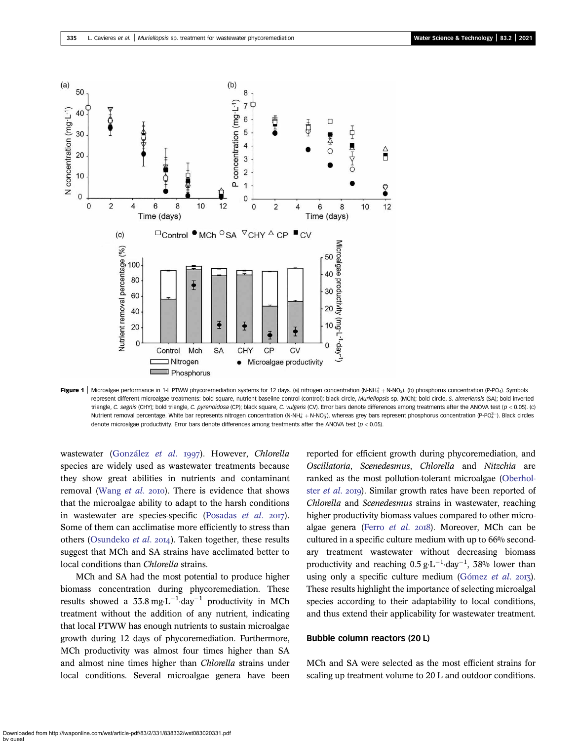Figure 1 | Microalgae performance in 1-L PTWW phycoremediation systems for 12 days. (a) nitrogen concentration ($N\text{-}NH_4^+ + N\text{-}NO_3$). (b) phosphorus concentration ($P\text{-}PO_4$). Symbols represent different microalgae treatments: bold square, nutrient baseline control (control); black circle, *Muriellopsis* sp. (MCh); bold circle, *S. almeriensis* (SA); bold inverted triangle, *C. segnis* (CHY); bold triangle, *C. pyrenoidosa* (CP); black square, *C. vulgaris* (CV). Error bars denote differences among treatments after the ANOVA test ($p < 0.05$). (c) Nutrient removal percentage. White bar represents nitrogen concentration ($N\text{-}NH_4^+ + N\text{-}NO_3^-$), whereas grey bars represent phosphorus concentration ($P\text{-}PO_4^{3-}$). Black circles denote microalgae productivity. Error bars denote differences among treatments after the ANOVA test ($p < 0.05$).

wastewater (González *et al.* 1997). However, *Chlorella* species are widely used as wastewater treatments because they show great abilities in nutrients and contaminant removal (Wang *et al.* 2010). There is evidence that shows that the microalgae ability to adapt to the harsh conditions in wastewater are species-specific (Posadas *et al.* 2017). Some of them can acclimatise more efficiently to stress than others (Osundeko *et al.* 2014). Taken together, these results suggest that MCh and SA strains have acclimated better to local conditions than *Chlorella* strains.

MCh and SA had the most potential to produce higher biomass concentration during phycoremediation. These results showed a 33.8 $mg{\cdot}L^{-1}{\cdot}day^{-1}$ productivity in MCh treatment without the addition of any nutrient, indicating that local PTWW has enough nutrients to sustain microalgae growth during 12 days of phycoremediation. Furthermore, MCh productivity was almost four times higher than SA and almost nine times higher than *Chlorella* strains under local conditions. Several microalgae genera have been reported for efficient growth during phycoremediation, and *Oscillatoria*, *Scenedesmus*, *Chlorella* and *Nitzchia* are ranked as the most pollution-tolerant microalgae (Oberholster *et al.* 2019). Similar growth rates have been reported of *Chlorella* and *Scenedesmus* strains in wastewater, reaching higher productivity biomass values compared to other microalgae genera (Ferro *et al.* 2018). Moreover, MCh can be cultured in a specific culture medium with up to 66% secondary treatment wastewater without decreasing biomass productivity and reaching 0.5 $g{\cdot}L^{-1}{\cdot}day^{-1}$, 38% lower than using only a specific culture medium (Gómez *et al.* 2013). These results highlight the importance of selecting microalgal species according to their adaptability to local conditions, and thus extend their applicability for wastewater treatment.

## Bubble column reactors (20 L)

MCh and SA were selected as the most efficient strains for scaling up treatment volume to 20 L and outdoor conditions.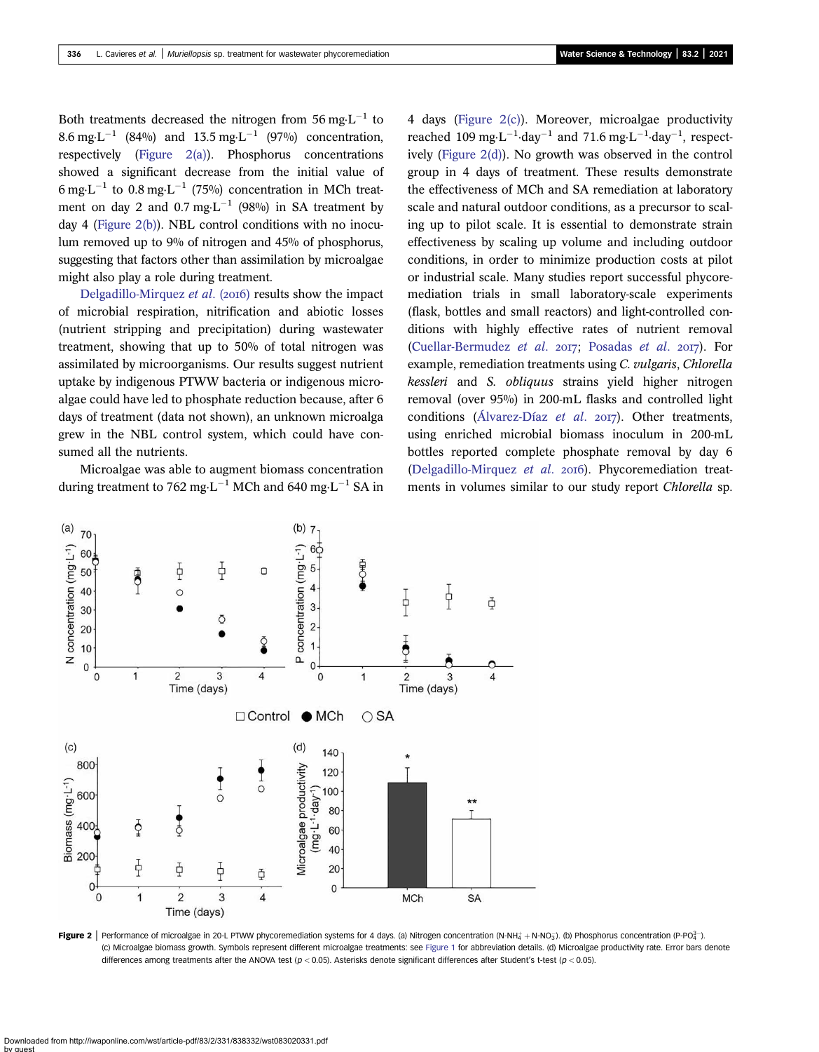Both treatments decreased the nitrogen from 56 mg·L$^{-1}$ to 8.6 mg·L$^{-1}$ (84%) and 13.5 mg·L$^{-1}$ (97%) concentration, respectively (Figure 2(a)). Phosphorus concentrations showed a significant decrease from the initial value of 6 mg·L$^{-1}$ to 0.8 mg·L$^{-1}$ (75%) concentration in MCh treatment on day 2 and 0.7 mg·L$^{-1}$ (98%) in SA treatment by day 4 (Figure 2(b)). NBL control conditions with no inoculum removed up to 9% of nitrogen and 45% of phosphorus, suggesting that factors other than assimilation by microalgae might also play a role during treatment.

Delgadillo-Mirquez *et al.* (2016) results show the impact of microbial respiration, nitrification and abiotic losses (nutrient stripping and precipitation) during wastewater treatment, showing that up to 50% of total nitrogen was assimilated by microorganisms. Our results suggest nutrient uptake by indigenous PTWW bacteria or indigenous microalgae could have led to phosphate reduction because, after 6 days of treatment (data not shown), an unknown microalgae grew in the NBL control system, which could have consumed all the nutrients.

Microalgae was able to augment biomass concentration during treatment to 762 mg·L$^{-1}$ MCh and 640 mg·L$^{-1}$ SA in 4 days (Figure 2(c)). Moreover, microalgae productivity reached 109 mg·L$^{-1}$·day$^{-1}$ and 71.6 mg·L$^{-1}$·day$^{-1}$, respectively (Figure 2(d)). No growth was observed in the control group in 4 days of treatment. These results demonstrate the effectiveness of MCh and SA remediation at laboratory scale and natural outdoor conditions, as a precursor to scaling up to pilot scale. It is essential to demonstrate strain effectiveness by scaling up volume and including outdoor conditions, in order to minimize production costs at pilot or industrial scale. Many studies report successful phycoremediation trials in small laboratory-scale experiments (flask, bottles and small reactors) and light-controlled conditions with highly effective rates of nutrient removal (Cuellar-Bermudez *et al.* 2017; Posadas *et al.* 2017). For example, remediation treatments using *C. vulgaris*, *Chlorella kessleri* and *S. obliquus* strains yield higher nitrogen removal (over 95%) in 200-mL flasks and controlled light conditions (Álvarez-Díaz *et al.* 2017). Other treatments, using enriched microbial biomass inoculum in 200-mL bottles reported complete phosphate removal by day 6 (Delgadillo-Mirquez *et al.* 2016). Phycoremediation treatments in volumes similar to our study report *Chlorella* sp.

**Figure 2** | Performance of microalgae in 20-L PTWW phycoremediation systems for 4 days. (a) Nitrogen concentration (N-$NH_4^+$ + N-$NO_3$). (b) Phosphorus concentration (P-$PO_4^{3-}$). (c) Microalgae biomass growth. Symbols represent different microalgae treatments: see Figure 1 for abbreviation details. (d) Microalgae productivity rate. Error bars denote differences among treatments after the ANOVA test ($p < 0.05$). Asterisks denote significant differences after Student's t-test ($p < 0.05$).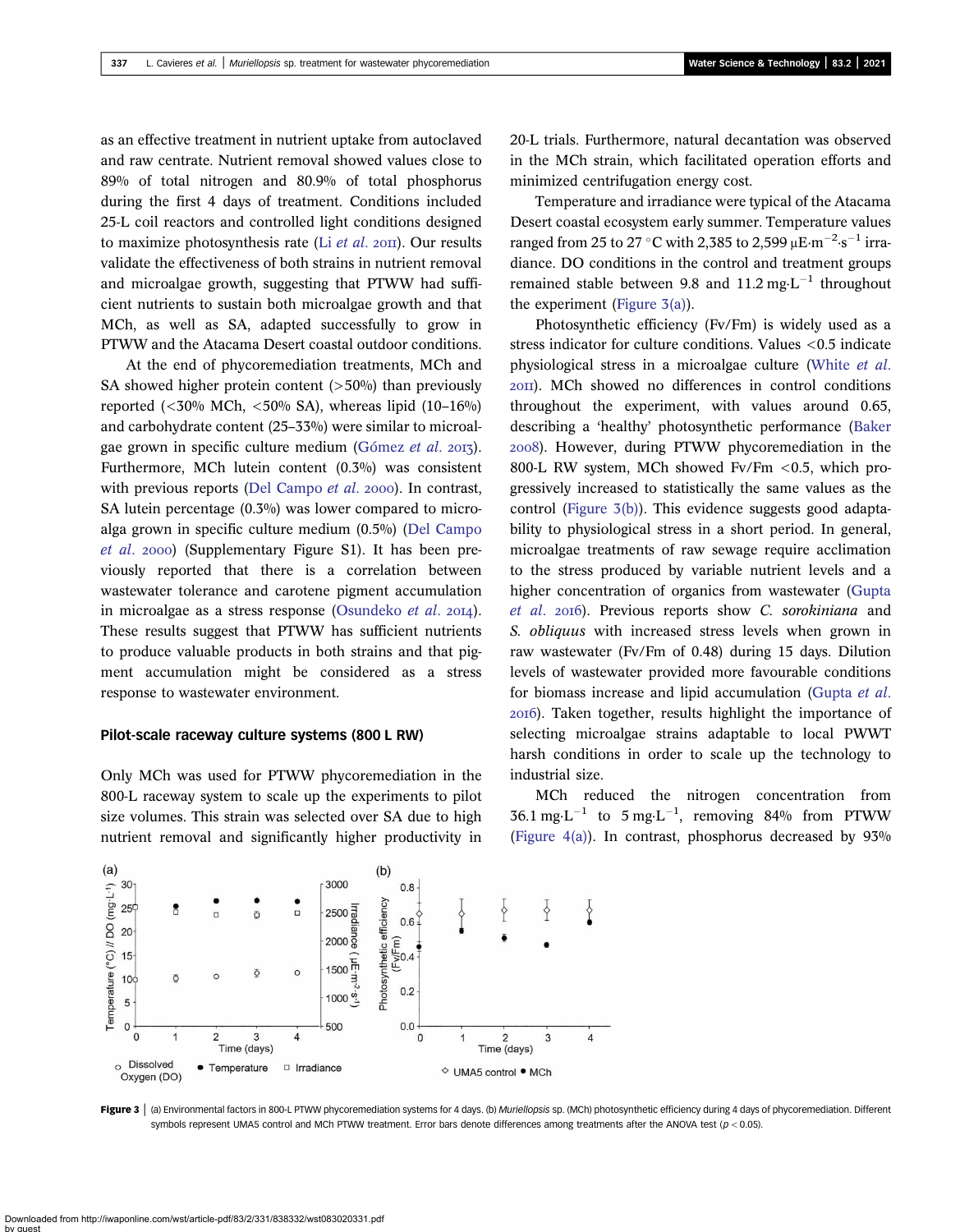as an effective treatment in nutrient uptake from autoclaved and raw centrate. Nutrient removal showed values close to 89% of total nitrogen and 80.9% of total phosphorus during the first 4 days of treatment. Conditions included 25-L coil reactors and controlled light conditions designed to maximize photosynthesis rate (Li *et al.* 2011). Our results validate the effectiveness of both strains in nutrient removal and microalgae growth, suggesting that PTWW had sufficient nutrients to sustain both microalgae growth and that MCh, as well as SA, adapted successfully to grow in PTWW and the Atacama Desert coastal outdoor conditions.

At the end of phycoremediation treatments, MCh and SA showed higher protein content (>50%) than previously reported (<30% MCh, <50% SA), whereas lipid (10–16%) and carbohydrate content (25–33%) were similar to microalgae grown in specific culture medium (Gómez *et al.* 2013). Furthermore, MCh lutein content (0.3%) was consistent with previous reports (Del Campo *et al.* 2000). In contrast, SA lutein percentage (0.3%) was lower compared to microalga grown in specific culture medium (0.5%) (Del Campo *et al.* 2000) (Supplementary Figure S1). It has been previously reported that there is a correlation between wastewater tolerance and carotene pigment accumulation in microalgae as a stress response (Osundeko *et al.* 2014). These results suggest that PTWW has sufficient nutrients to produce valuable products in both strains and that pigment accumulation might be considered as a stress response to wastewater environment.

### Pilot-scale raceway culture systems (800 L RW)

Only MCh was used for PTWW phycoremediation in the 800-L raceway system to scale up the experiments to pilot size volumes. This strain was selected over SA due to high nutrient removal and significantly higher productivity in 20-L trials. Furthermore, natural decantation was observed in the MCh strain, which facilitated operation efforts and minimized centrifugation energy cost.

Temperature and irradiance were typical of the Atacama Desert coastal ecosystem early summer. Temperature values ranged from 25 to 27 °C with 2,385 to 2,599 $\mu E{\cdot}m^{-2}{\cdot}s^{-1}$ irradiance. DO conditions in the control and treatment groups remained stable between 9.8 and 11.2 $mg{\cdot}L^{-1}$ throughout the experiment (Figure 3(a)).

Photosynthetic efficiency (Fv/Fm) is widely used as a stress indicator for culture conditions. Values <0.5 indicate physiological stress in a microalgae culture (White *et al.* 2011). MCh showed no differences in control conditions throughout the experiment, with values around 0.65, describing a 'healthy' photosynthetic performance (Baker 2008). However, during PTWW phycoremediation in the 800-L RW system, MCh showed Fv/Fm <0.5, which progressively increased to statistically the same values as the control (Figure 3(b)). This evidence suggests good adaptability to physiological stress in a short period. In general, microalgae treatments of raw sewage require acclimation to the stress produced by variable nutrient levels and a higher concentration of organics from wastewater (Gupta *et al.* 2016). Previous reports show *C. sorokiniana* and *S. obliquus* with increased stress levels when grown in raw wastewater (Fv/Fm of 0.48) during 15 days. Dilution levels of wastewater provided more favourable conditions for biomass increase and lipid accumulation (Gupta *et al.* 2016). Taken together, results highlight the importance of selecting microalgae strains adaptable to local PWWT harsh conditions in order to scale up the technology to industrial size.

MCh reduced the nitrogen concentration from 36.1 $mg{\cdot}L^{-1}$ to 5 $mg{\cdot}L^{-1}$, removing 84% from PTWW (Figure 4(a)). In contrast, phosphorus decreased by 93%

**Figure 3** | (a) Environmental factors in 800-L PTWW phycoremediation systems for 4 days. (b) *Muriellopsis* sp. (MCh) photosynthetic efficiency during 4 days of phycoremediation. Different symbols represent UMA5 control and MCh PTWW treatment. Error bars denote differences among treatments after the ANOVA test ($p < 0.05$).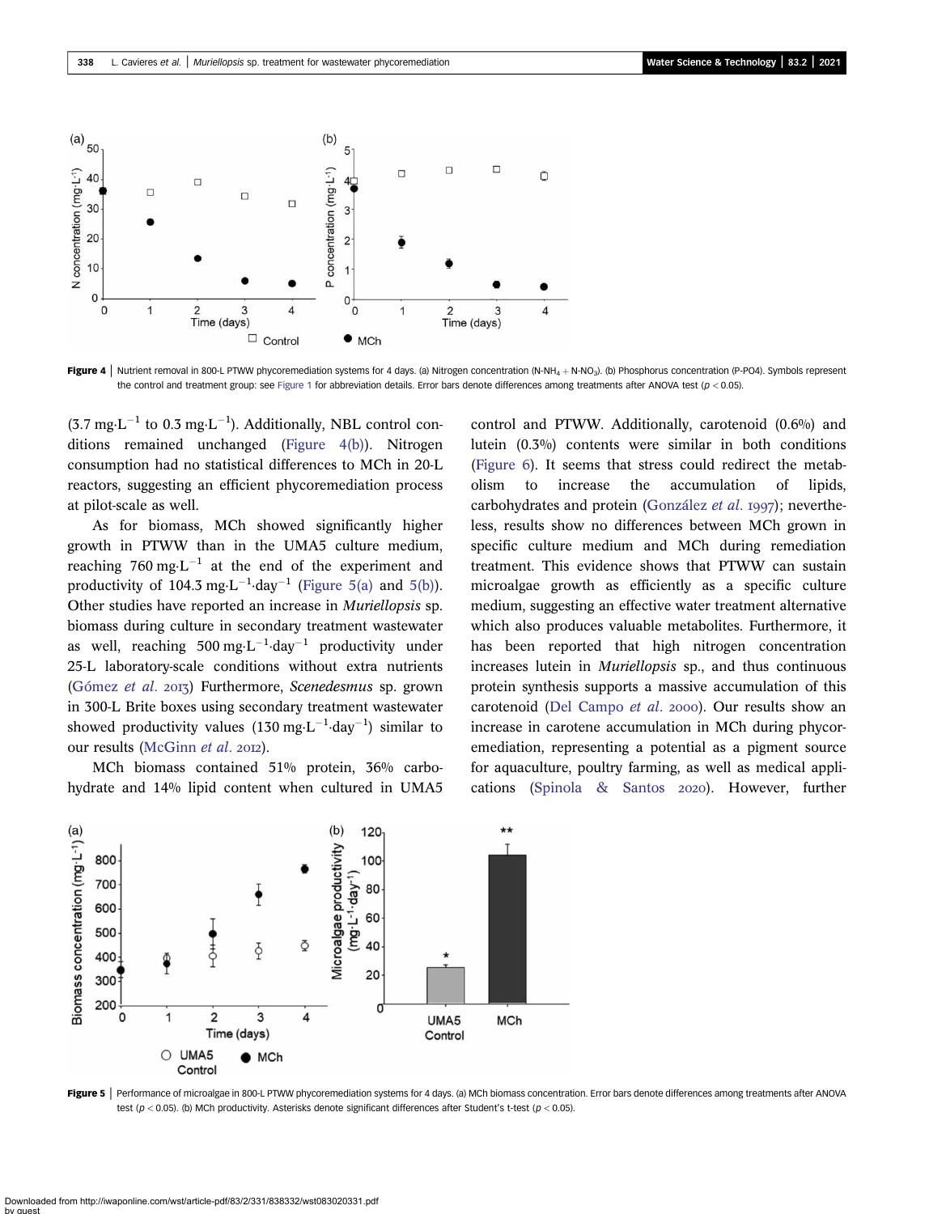**Figure 4** | Nutrient removal in 800-L PTWW phycoremediation systems for 4 days. (a) Nitrogen concentration (N-$NH_4$ + N-$NO_3$). (b) Phosphorus concentration (P-PO4). Symbols represent the control and treatment group: see Figure 1 for abbreviation details. Error bars denote differences among treatments after ANOVA test ($p < 0.05$).

(3.7 $mg \cdot L^{-1}$ to 0.3 $mg \cdot L^{-1}$). Additionally, NBL control conditions remained unchanged (Figure 4(b)). Nitrogen consumption had no statistical differences to MCh in 20-L reactors, suggesting an efficient phycoremediation process at pilot-scale as well.

As for biomass, MCh showed significantly higher growth in PTWW than in the UMA5 culture medium, reaching 760 $mg \cdot L^{-1}$ at the end of the experiment and productivity of 104.3 $mg \cdot L^{-1} \cdot day^{-1}$ (Figure 5(a) and 5(b)). Other studies have reported an increase in *Muriellopsis* sp. biomass during culture in secondary treatment wastewater as well, reaching 500 $mg \cdot L^{-1} \cdot day^{-1}$ productivity under 25-L laboratory-scale conditions without extra nutrients (Gómez *et al.* 2013) Furthermore, *Scenedesmus* sp. grown in 300-L Brite boxes using secondary treatment wastewater showed productivity values (130 $mg \cdot L^{-1} \cdot day^{-1}$) similar to our results (McGinn *et al.* 2012).

MCh biomass contained 51% protein, 36% carbohydrate and 14% lipid content when cultured in UMA5 control and PTWW. Additionally, carotenoid (0.6%) and lutein (0.3%) contents were similar in both conditions (Figure 6). It seems that stress could redirect the metabolism to increase the accumulation of lipids, carbohydrates and protein (González *et al.* 1997); nevertheless, results show no differences between MCh grown in specific culture medium and MCh during remediation treatment. This evidence shows that PTWW can sustain microalgae growth as efficiently as a specific culture medium, suggesting an effective water treatment alternative which also produces valuable metabolites. Furthermore, it has been reported that high nitrogen concentration increases lutein in *Muriellopsis* sp., and thus continuous protein synthesis supports a massive accumulation of this carotenoid (Del Campo *et al.* 2000). Our results show an increase in carotene accumulation in MCh during phycoremediation, representing a potential as a pigment source for aquaculture, poultry farming, as well as medical applications (Spinola & Santos 2020). However, further

**Figure 5** | Performance of microalgae in 800-L PTWW phycoremediation systems for 4 days. (a) MCh biomass concentration. Error bars denote differences among treatments after ANOVA test ($p < 0.05$). (b) MCh productivity. Asterisks denote significant differences after Student's t-test ($p < 0.05$).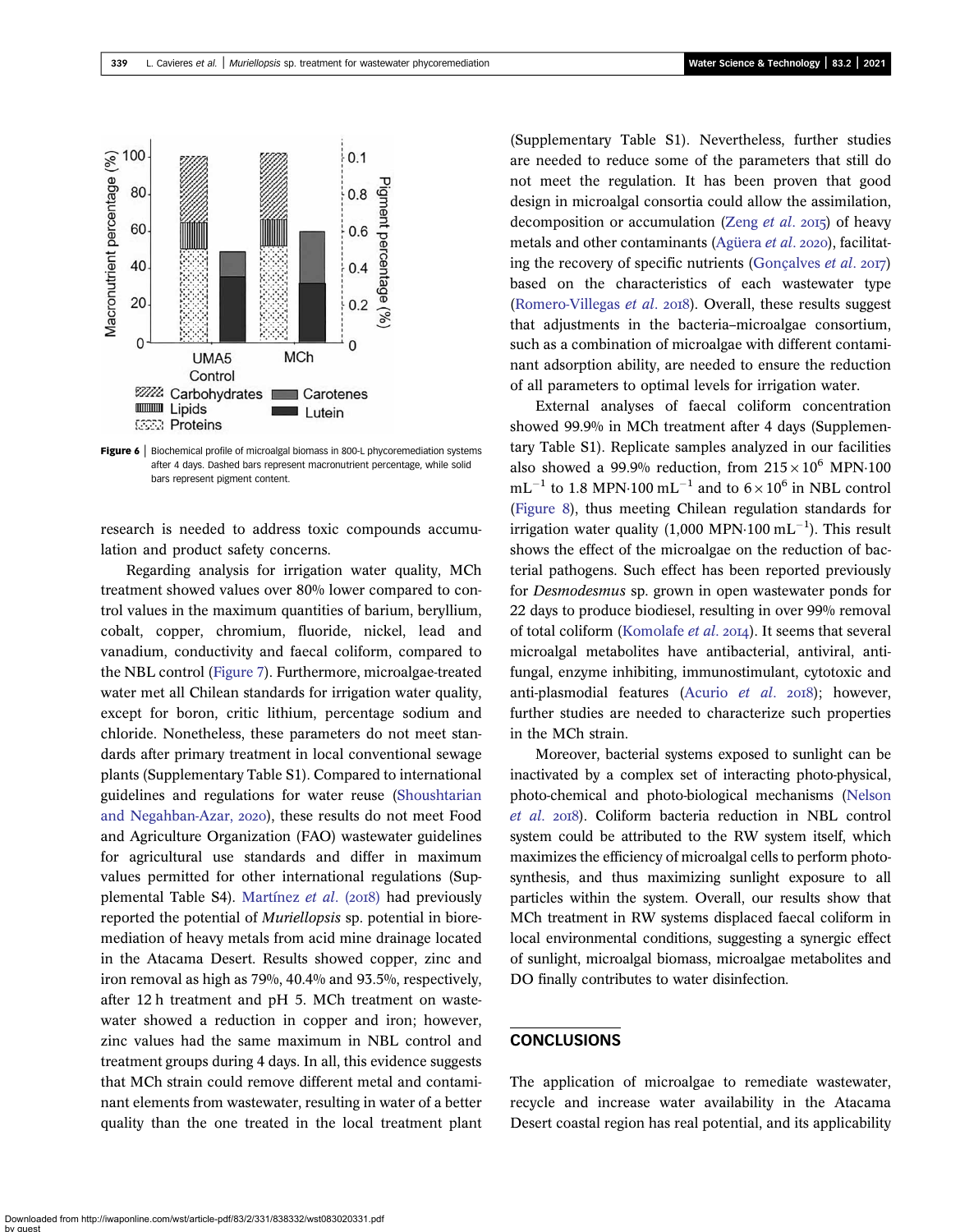Figure 6 | Biochemical profile of microalgal biomass in 800-L phycoremediation systems after 4 days. Dashed bars represent macronutrient percentage, while solid bars represent pigment content.

research is needed to address toxic compounds accumulation and product safety concerns.

Regarding analysis for irrigation water quality, MCh treatment showed values over 80% lower compared to control values in the maximum quantities of barium, beryllium, cobalt, copper, chromium, fluoride, nickel, lead and vanadium, conductivity and faecal coliform, compared to the NBL control (Figure 7). Furthermore, microalgae-treated water met all Chilean standards for irrigation water quality, except for boron, critic lithium, percentage sodium and chloride. Nonetheless, these parameters do not meet standards after primary treatment in local conventional sewage plants (Supplementary Table S1). Compared to international guidelines and regulations for water reuse (Shoushtarian and Negahban-Azar, 2020), these results do not meet Food and Agriculture Organization (FAO) wastewater guidelines for agricultural use standards and differ in maximum values permitted for other international regulations (Supplemental Table S4). Martínez *et al.* (2018) had previously reported the potential of *Muriellopsis* sp. potential in bioremediation of heavy metals from acid mine drainage located in the Atacama Desert. Results showed copper, zinc and iron removal as high as 79%, 40.4% and 93.5%, respectively, after 12 h treatment and pH 5. MCh treatment on wastewater showed a reduction in copper and iron; however, zinc values had the same maximum in NBL control and treatment groups during 4 days. In all, this evidence suggests that MCh strain could remove different metal and contaminant elements from wastewater, resulting in water of a better quality than the one treated in the local treatment plant (Supplementary Table S1). Nevertheless, further studies are needed to reduce some of the parameters that still do not meet the regulation. It has been proven that good design in microalgal consortia could allow the assimilation, decomposition or accumulation (Zeng *et al.* 2015) of heavy metals and other contaminants (Agüera *et al.* 2020), facilitating the recovery of specific nutrients (Gonçalves *et al.* 2017) based on the characteristics of each wastewater type (Romero-Villegas *et al.* 2018). Overall, these results suggest that adjustments in the bacteria–microalgae consortium, such as a combination of microalgae with different contaminant adsorption ability, are needed to ensure the reduction of all parameters to optimal levels for irrigation water.

External analyses of faecal coliform concentration showed 99.9% in MCh treatment after 4 days (Supplementary Table S1). Replicate samples analyzed in our facilities also showed a 99.9% reduction, from $215 \times 10^6$ MPN·100 mL$^{-1}$ to 1.8 MPN·100 mL$^{-1}$ and to $6 \times 10^6$ in NBL control (Figure 8), thus meeting Chilean regulation standards for irrigation water quality (1,000 MPN·100 mL$^{-1}$). This result shows the effect of the microalgae on the reduction of bacterial pathogens. Such effect has been reported previously for *Desmodesmus* sp. grown in open wastewater ponds for 22 days to produce biodiesel, resulting in over 99% removal of total coliform (Komolafe *et al.* 2014). It seems that several microalgal metabolites have antibacterial, antiviral, antifungal, enzyme inhibiting, immunostimulant, cytotoxic and anti-plasmodial features (Acurio *et al.* 2018); however, further studies are needed to characterize such properties in the MCh strain.

Moreover, bacterial systems exposed to sunlight can be inactivated by a complex set of interacting photo-physical, photo-chemical and photo-biological mechanisms (Nelson *et al.* 2018). Coliform bacteria reduction in NBL control system could be attributed to the RW system itself, which maximizes the efficiency of microalgal cells to perform photosynthesis, and thus maximizing sunlight exposure to all particles within the system. Overall, our results show that MCh treatment in RW systems displaced faecal coliform in local environmental conditions, suggesting a synergic effect of sunlight, microalgal biomass, microalgae metabolites and DO finally contributes to water disinfection.

## CONCLUSIONS

The application of microalgae to remediate wastewater, recycle and increase water availability in the Atacama Desert coastal region has real potential, and its applicability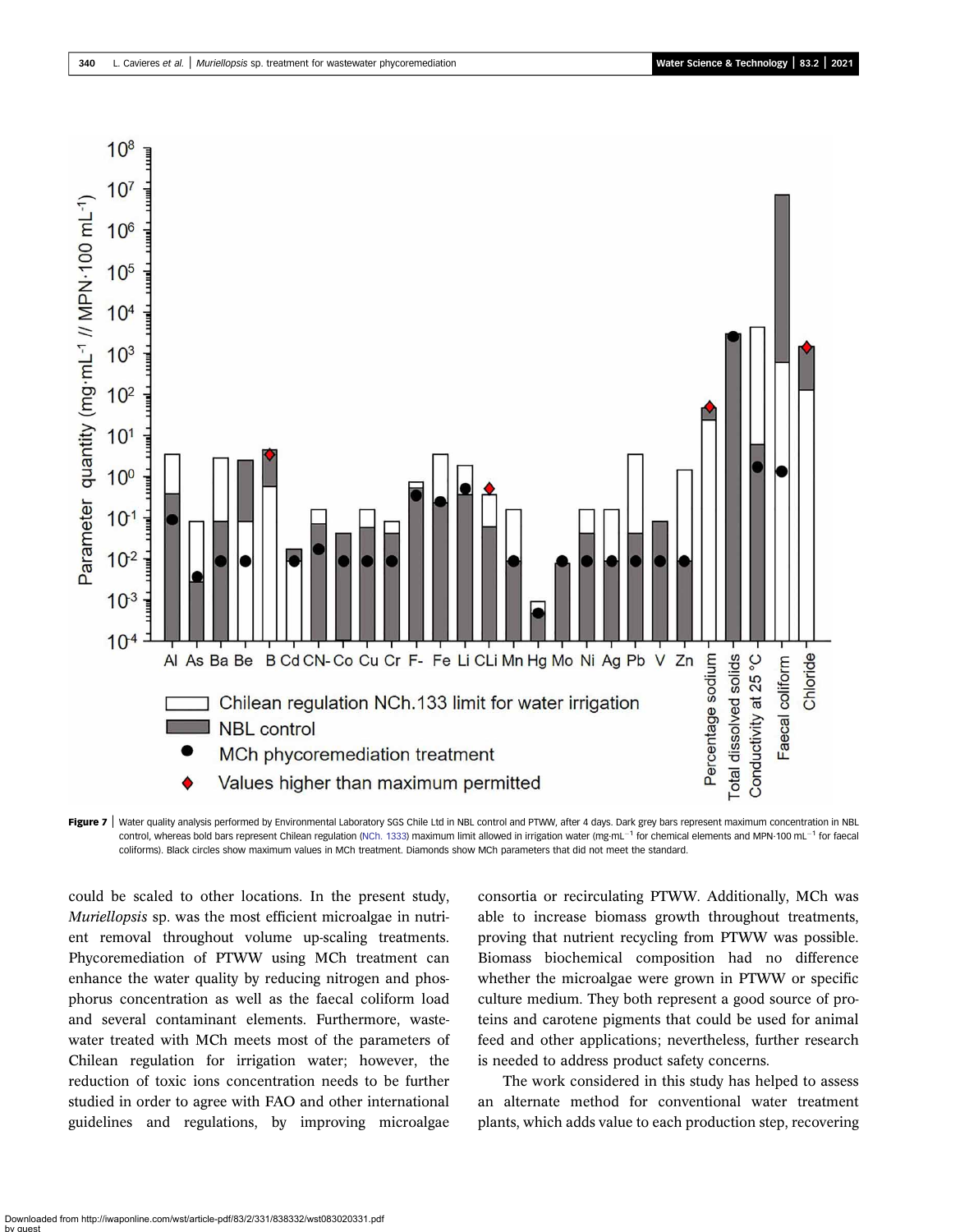**Figure 7** | Water quality analysis performed by Environmental Laboratory SGS Chile Ltd in NBL control and PTWW, after 4 days. Dark grey bars represent maximum concentration in NBL control, whereas bold bars represent Chilean regulation (NCh. 1333) maximum limit allowed in irrigation water (mg·mL$^{-1}$ for chemical elements and MPN·100 mL$^{-1}$ for faecal coliforms). Black circles show maximum values in MCh treatment. Diamonds show MCh parameters that did not meet the standard.

could be scaled to other locations. In the present study, *Muriellopsis* sp. was the most efficient microalgae in nutrient removal throughout volume up-scaling treatments. Phycoremediation of PTWW using MCh treatment can enhance the water quality by reducing nitrogen and phosphorus concentration as well as the faecal coliform load and several contaminant elements. Furthermore, wastewater treated with MCh meets most of the parameters of Chilean regulation for irrigation water; however, the reduction of toxic ions concentration needs to be further studied in order to agree with FAO and other international guidelines and regulations, by improving microalgae consortia or recirculating PTWW. Additionally, MCh was able to increase biomass growth throughout treatments, proving that nutrient recycling from PTWW was possible. Biomass biochemical composition had no difference whether the microalgae were grown in PTWW or specific culture medium. They both represent a good source of proteins and carotene pigments that could be used for animal feed and other applications; nevertheless, further research is needed to address product safety concerns.

The work considered in this study has helped to assess an alternate method for conventional water treatment plants, which adds value to each production step, recovering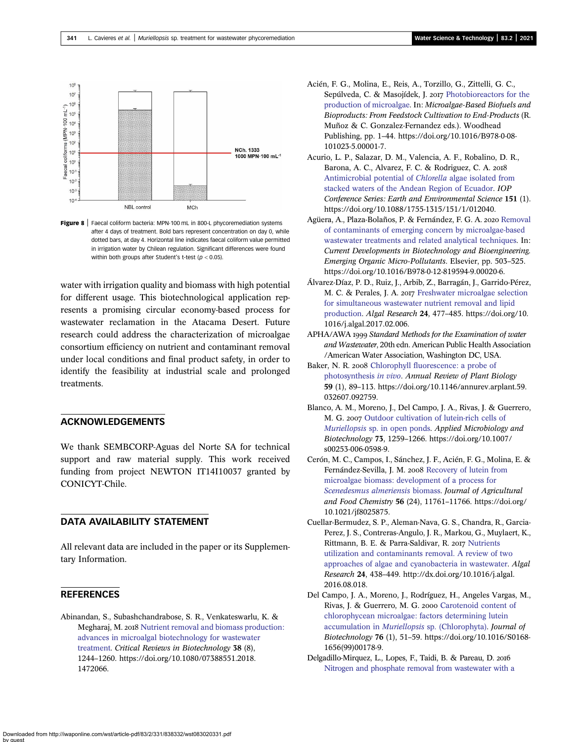Figure 8 | Faecal coliform bacteria: MPN·100 mL in 800-L phycoremediation systems after 4 days of treatment. Bold bars represent concentration on day 0, while dotted bars, at day 4. Horizontal line indicates faecal coliform value permitted in irrigation water by Chilean regulation. Significant differences were found within both groups after Student's t-test ($p < 0.05$).

water with irrigation quality and biomass with high potential for different usage. This biotechnological application represents a promising circular economy-based process for wastewater reclamation in the Atacama Desert. Future research could address the characterization of microalgae consortium efficiency on nutrient and contaminant removal under local conditions and final product safety, in order to identify the feasibility at industrial scale and prolonged treatments.

## ACKNOWLEDGEMENTS

We thank SEMBCORP-Aguas del Norte SA for technical support and raw material supply. This work received funding from project NEWTON IT14I10037 granted by CONICYT-Chile.

## DATA AVAILABILITY STATEMENT

All relevant data are included in the paper or its Supplementary Information.

## REFERENCES

Abinandan, S., Subashchandrabose, S. R., Venkateswarlu, K. & Megharaj, M. 2018 Nutrient removal and biomass production: advances in microalgal biotechnology for wastewater treatment. *Critical Reviews in Biotechnology* **38** (8), 1244–1260. https://doi.org/10.1080/07388551.2018.1472066.

Acién, F. G., Molina, E., Reis, A., Torzillo, G., Zittelli, G. C., Sepúlveda, C. & Masojídek, J. 2017 Photobioreactors for the production of microalgae. In: *Microalgae-Based Biofuels and Bioproducts: From Feedstock Cultivation to End-Products* (R. Muñoz & C. Gonzalez-Fernandez eds.). Woodhead Publishing, pp. 1–44. https://doi.org/10.1016/B978-0-08-101023-5.00001-7.

Acurio, L. P., Salazar, D. M., Valencia, A. F., Robalino, D. R., Barona, A. C., Alvarez, F. C. & Rodriguez, C. A. 2018 Antimicrobial potential of *Chlorella* algae isolated from stacked waters of the Andean Region of Ecuador. *IOP Conference Series: Earth and Environmental Science* **151** (1). https://doi.org/10.1088/1755-1315/151/1/012040.

Agüera, A., Plaza-Bolaños, P. & Fernández, F. G. A. 2020 Removal of contaminants of emerging concern by microalgae-based wastewater treatments and related analytical techniques. In: *Current Developments in Biotechnology and Bioengineering. Emerging Organic Micro-Pollutants*. Elsevier, pp. 503–525. https://doi.org/10.1016/B978-0-12-819594-9.00020-6.

Álvarez-Díaz, P. D., Ruiz, J., Arbib, Z., Barragán, J., Garrido-Pérez, M. C. & Perales, J. A. 2017 Freshwater microalgae selection for simultaneous wastewater nutrient removal and lipid production. *Algal Research* **24**, 477–485. https://doi.org/10.1016/j.algal.2017.02.006.

APHA/AWA 1999 *Standard Methods for the Examination of water and Wastewater*, 20th edn. American Public Health Association /American Water Association, Washington DC, USA.

Baker, N. R. 2008 Chlorophyll fluorescence: a probe of photosynthesis *in vivo*. *Annual Review of Plant Biology* **59** (1), 89–113. https://doi.org/10.1146/annurev.arplant.59.032607.092759.

Blanco, A. M., Moreno, J., Del Campo, J. A., Rivas, J. & Guerrero, M. G. 2007 Outdoor cultivation of lutein-rich cells of *Muriellopsis* sp. in open ponds. *Applied Microbiology and Biotechnology* **73**, 1259–1266. https://doi.org/10.1007/s00253-006-0598-9.

Cerón, M. C., Campos, I., Sánchez, J. F., Acién, F. G., Molina, E. & Fernández-Sevilla, J. M. 2008 Recovery of lutein from microalgae biomass: development of a process for *Scenedesmus almeriensis* biomass. *Journal of Agricultural and Food Chemistry* **56** (24), 11761–11766. https://doi.org/10.1021/jf8025875.

Cuellar-Bermudez, S. P., Aleman-Nava, G. S., Chandra, R., Garcia-Perez, J. S., Contreras-Angulo, J. R., Markou, G., Muylaert, K., Rittmann, B. E. & Parra-Saldivar, R. 2017 Nutrients utilization and contaminants removal. A review of two approaches of algae and cyanobacteria in wastewater. *Algal Research* **24**, 438–449. http://dx.doi.org/10.1016/j.algal.2016.08.018.

Del Campo, J. A., Moreno, J., Rodríguez, H., Angeles Vargas, M., Rivas, J. & Guerrero, M. G. 2000 Carotenoid content of chlorophycean microalgae: factors determining lutein accumulation in *Muriellopsis* sp. (Chlorophyta). *Journal of Biotechnology* **76** (1), 51–59. https://doi.org/10.1016/S0168-1656(99)00178-9.

Delgadillo-Mirquez, L., Lopes, F., Taidi, B. & Pareau, D. 2016 Nitrogen and phosphate removal from wastewater with a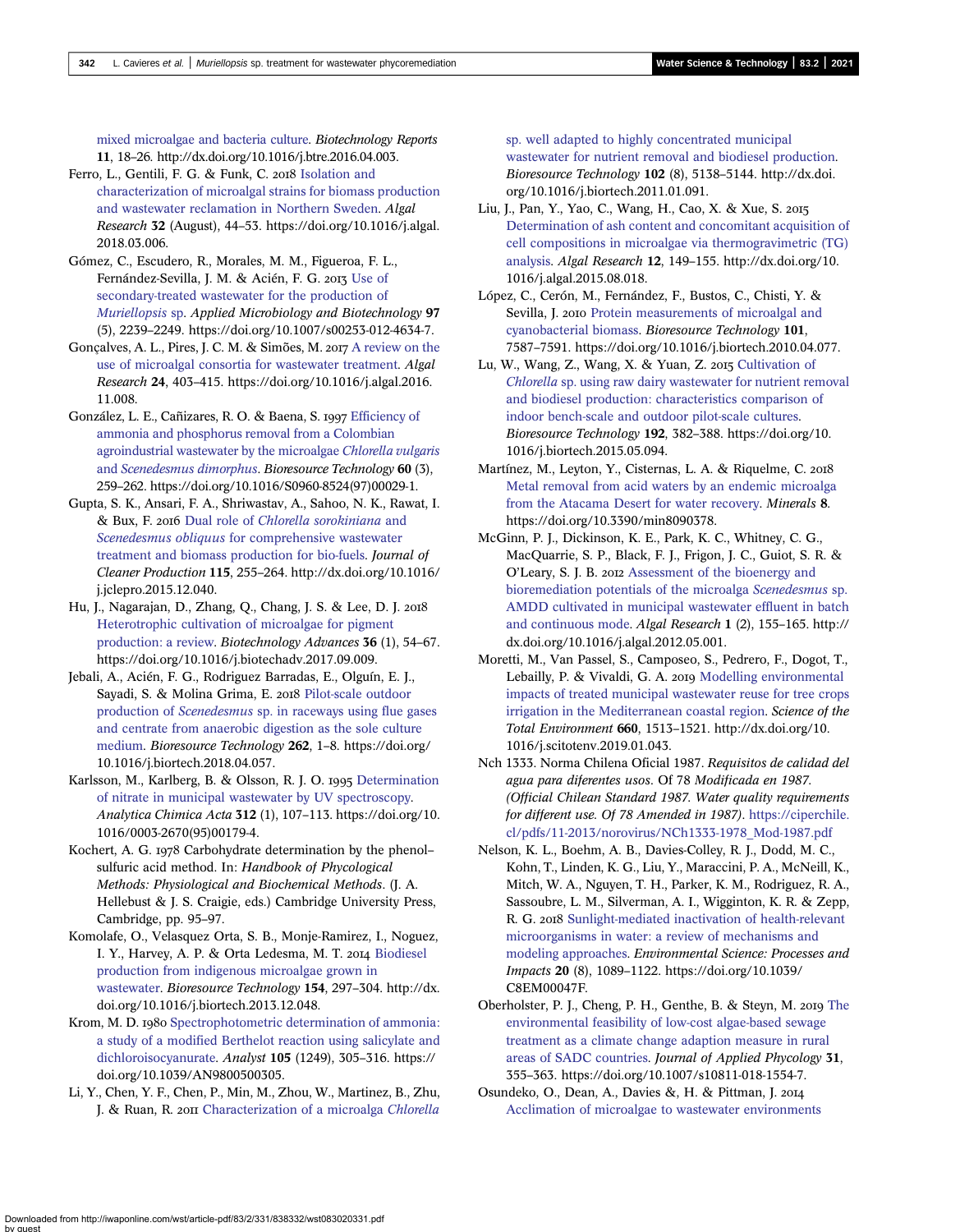mixed microalgae and bacteria culture. *Biotechnology Reports* **11**, 18–26. http://dx.doi.org/10.1016/j.btre.2016.04.003.

Ferro, L., Gentili, F. G. & Funk, C. 2018 Isolation and characterization of microalgal strains for biomass production and wastewater reclamation in Northern Sweden. *Algal Research* **32** (August), 44–53. https://doi.org/10.1016/j.algal.2018.03.006.

Gómez, C., Escudero, R., Morales, M. M., Figueroa, F. L., Fernández-Sevilla, J. M. & Acién, F. G. 2013 Use of secondary-treated wastewater for the production of *Muriellopsis* sp. *Applied Microbiology and Biotechnology* **97** (5), 2239–2249. https://doi.org/10.1007/s00253-012-4634-7.

Gonçalves, A. L., Pires, J. C. M. & Simões, M. 2017 A review on the use of microalgal consortia for wastewater treatment. *Algal Research* **24**, 403–415. https://doi.org/10.1016/j.algal.2016.11.008.

González, L. E., Cañizares, R. O. & Baena, S. 1997 Efficiency of ammonia and phosphorus removal from a Colombian agroindustrial wastewater by the microalgae *Chlorella vulgaris* and *Scenedesmus dimorphus*. *Bioresource Technology* **60** (3), 259–262. https://doi.org/10.1016/S0960-8524(97)00029-1.

Gupta, S. K., Ansari, F. A., Shriwastav, A., Sahoo, N. K., Rawat, I. & Bux, F. 2016 Dual role of *Chlorella sorokiniana* and *Scenedesmus obliquus* for comprehensive wastewater treatment and biomass production for bio-fuels. *Journal of Cleaner Production* **115**, 255–264. http://dx.doi.org/10.1016/j.jclepro.2015.12.040.

Hu, J., Nagarajan, D., Zhang, Q., Chang, J. S. & Lee, D. J. 2018 Heterotrophic cultivation of microalgae for pigment production: a review. *Biotechnology Advances* **36** (1), 54–67. https://doi.org/10.1016/j.biotechadv.2017.09.009.

Jebali, A., Acién, F. G., Rodriguez Barradas, E., Olguín, E. J., Sayadi, S. & Molina Grima, E. 2018 Pilot-scale outdoor production of *Scenedesmus* sp. in raceways using flue gases and centrate from anaerobic digestion as the sole culture medium. *Bioresource Technology* **262**, 1–8. https://doi.org/10.1016/j.biortech.2018.04.057.

Karlsson, M., Karlberg, B. & Olsson, R. J. O. 1995 Determination of nitrate in municipal wastewater by UV spectroscopy. *Analytica Chimica Acta* **312** (1), 107–113. https://doi.org/10.1016/0003-2670(95)00179-4.

Kochert, A. G. 1978 Carbohydrate determination by the phenol–sulfuric acid method. In: *Handbook of Phycological Methods: Physiological and Biochemical Methods*. (J. A. Hellebust & J. S. Craigie, eds.) Cambridge University Press, Cambridge, pp. 95–97.

Komolafe, O., Velasquez Orta, S. B., Monje-Ramirez, I., Noguez, I. Y., Harvey, A. P. & Orta Ledesma, M. T. 2014 Biodiesel production from indigenous microalgae grown in wastewater. *Bioresource Technology* **154**, 297–304. http://dx.doi.org/10.1016/j.biortech.2013.12.048.

Krom, M. D. 1980 Spectrophotometric determination of ammonia: a study of a modified Berthelot reaction using salicylate and dichloroisocyanurate. *Analyst* **105** (1249), 305–316. https://doi.org/10.1039/AN9800500305.

Li, Y., Chen, Y. F., Chen, P., Min, M., Zhou, W., Martinez, B., Zhu, J. & Ruan, R. 2011 Characterization of a microalga *Chlorella* sp. well adapted to highly concentrated municipal wastewater for nutrient removal and biodiesel production. *Bioresource Technology* **102** (8), 5138–5144. http://dx.doi.org/10.1016/j.biortech.2011.01.091.

Liu, J., Pan, Y., Yao, C., Wang, H., Cao, X. & Xue, S. 2015 Determination of ash content and concomitant acquisition of cell compositions in microalgae via thermogravimetric (TG) analysis. *Algal Research* **12**, 149–155. http://dx.doi.org/10.1016/j.algal.2015.08.018.

López, C., Cerón, M., Fernández, F., Bustos, C., Chisti, Y. & Sevilla, J. 2010 Protein measurements of microalgal and cyanobacterial biomass. *Bioresource Technology* **101**, 7587–7591. https://doi.org/10.1016/j.biortech.2010.04.077.

Lu, W., Wang, Z., Wang, X. & Yuan, Z. 2015 Cultivation of *Chlorella* sp. using raw dairy wastewater for nutrient removal and biodiesel production: characteristics comparison of indoor bench-scale and outdoor pilot-scale cultures. *Bioresource Technology* **192**, 382–388. https://doi.org/10.1016/j.biortech.2015.05.094.

Martínez, M., Leyton, Y., Cisternas, L. A. & Riquelme, C. 2018 Metal removal from acid waters by an endemic microalga from the Atacama Desert for water recovery. *Minerals* **8**. https://doi.org/10.3390/min8090378.

McGinn, P. J., Dickinson, K. E., Park, K. C., Whitney, C. G., MacQuarrie, S. P., Black, F. J., Frigon, J. C., Guiot, S. R. & O'Leary, S. J. B. 2012 Assessment of the bioenergy and bioremediation potentials of the microalga *Scenedesmus* sp. AMDD cultivated in municipal wastewater effluent in batch and continuous mode. *Algal Research* **1** (2), 155–165. http://dx.doi.org/10.1016/j.algal.2012.05.001.

Moretti, M., Van Passel, S., Camposeo, S., Pedrero, F., Dogot, T., Lebailly, P. & Vivaldi, G. A. 2019 Modelling environmental impacts of treated municipal wastewater reuse for tree crops irrigation in the Mediterranean coastal region. *Science of the Total Environment* **660**, 1513–1521. http://dx.doi.org/10.1016/j.scitotenv.2019.01.043.

Nch 1333. Norma Chilena Oficial 1987. *Requisitos de calidad del agua para diferentes usos*. Of 78 *Modificada en 1987. (Official Chilean Standard 1987. Water quality requirements for different use. Of 78 Amended in 1987)*. https://ciperchile.cl/pdfs/11-2013/norovirus/NCh1333-1978_Mod-1987.pdf

Nelson, K. L., Boehm, A. B., Davies-Colley, R. J., Dodd, M. C., Kohn, T., Linden, K. G., Liu, Y., Maraccini, P. A., McNeill, K., Mitch, W. A., Nguyen, T. H., Parker, K. M., Rodriguez, R. A., Sassoubre, L. M., Silverman, A. I., Wigginton, K. R. & Zepp, R. G. 2018 Sunlight-mediated inactivation of health-relevant microorganisms in water: a review of mechanisms and modeling approaches. *Environmental Science: Processes and Impacts* **20** (8), 1089–1122. https://doi.org/10.1039/C8EM00047F.

Oberholster, P. J., Cheng, P. H., Genthe, B. & Steyn, M. 2019 The environmental feasibility of low-cost algae-based sewage treatment as a climate change adaption measure in rural areas of SADC countries. *Journal of Applied Phycology* **31**, 355–363. https://doi.org/10.1007/s10811-018-1554-7.

Osundeko, O., Dean, A., Davies &, H. & Pittman, J. 2014 Acclimation of microalgae to wastewater environments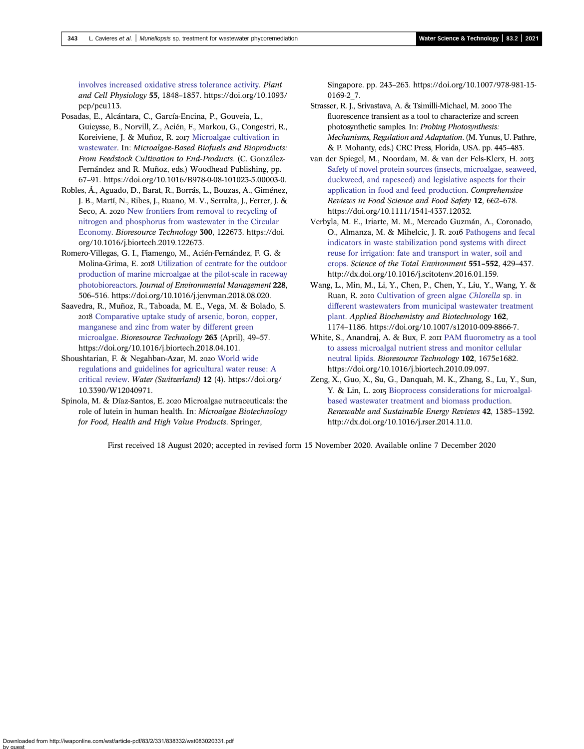involves increased oxidative stress tolerance activity. *Plant and Cell Physiology* **55**, 1848–1857. https://doi.org/10.1093/pcp/pcu113.

Posadas, E., Alcántara, C., García-Encina, P., Gouveia, L., Guieysse, B., Norvill, Z., Acién, F., Markou, G., Congestri, R., Koreiviene, J. & Muñoz, R. 2017 Microalgae cultivation in wastewater. In: *Microalgae-Based Biofuels and Bioproducts: From Feedstock Cultivation to End-Products*. (C. González-Fernández and R. Muñoz, eds.) Woodhead Publishing, pp. 67–91. https://doi.org/10.1016/B978-0-08-101023-5.00003-0.

Robles, Á., Aguado, D., Barat, R., Borrás, L., Bouzas, A., Giménez, J. B., Martí, N., Ribes, J., Ruano, M. V., Serralta, J., Ferrer, J. & Seco, A. 2020 New frontiers from removal to recycling of nitrogen and phosphorus from wastewater in the Circular Economy. *Bioresource Technology* **300**, 122673. https://doi.org/10.1016/j.biortech.2019.122673.

Romero-Villegas, G. I., Fiamengo, M., Acién-Fernández, F. G. & Molina-Grima, E. 2018 Utilization of centrate for the outdoor production of marine microalgae at the pilot-scale in raceway photobioreactors. *Journal of Environmental Management* **228**, 506–516. https://doi.org/10.1016/j.jenvman.2018.08.020.

Saavedra, R., Muñoz, R., Taboada, M. E., Vega, M. & Bolado, S. 2018 Comparative uptake study of arsenic, boron, copper, manganese and zinc from water by different green microalgae. *Bioresource Technology* **263** (April), 49–57. https://doi.org/10.1016/j.biortech.2018.04.101.

Shoushtarian, F. & Negahban-Azar, M. 2020 World wide regulations and guidelines for agricultural water reuse: A critical review. *Water (Switzerland)* **12** (4). https://doi.org/10.3390/W12040971.

Spinola, M. & Díaz-Santos, E. 2020 Microalgae nutraceuticals: the role of lutein in human health. In: *Microalgae Biotechnology for Food, Health and High Value Products*. Springer, Singapore. pp. 243–263. https://doi.org/10.1007/978-981-15-0169-2_7.

Strasser, R. J., Srivastava, A. & Tsimilli-Michael, M. 2000 The fluorescence transient as a tool to characterize and screen photosynthetic samples. In: *Probing Photosynthesis: Mechanisms, Regulation and Adaptation*. (M. Yunus, U. Pathre, & P. Mohanty, eds.) CRC Press, Florida, USA. pp. 445–483.

van der Spiegel, M., Noordam, M. & van der Fels-Klerx, H. 2013 Safety of novel protein sources (insects, microalgae, seaweed, duckweed, and rapeseed) and legislative aspects for their application in food and feed production. *Comprehensive Reviews in Food Science and Food Safety* **12**, 662–678. https://doi.org/10.1111/1541-4337.12032.

Verbyla, M. E., Iriarte, M. M., Mercado Guzmán, A., Coronado, O., Almanza, M. & Mihelcic, J. R. 2016 Pathogens and fecal indicators in waste stabilization pond systems with direct reuse for irrigation: fate and transport in water, soil and crops. *Science of the Total Environment* **551–552**, 429–437. http://dx.doi.org/10.1016/j.scitotenv.2016.01.159.

Wang, L., Min, M., Li, Y., Chen, P., Chen, Y., Liu, Y., Wang, Y. & Ruan, R. 2010 Cultivation of green algae *Chlorella* sp. in different wastewaters from municipal wastewater treatment plant. *Applied Biochemistry and Biotechnology* **162**, 1174–1186. https://doi.org/10.1007/s12010-009-8866-7.

White, S., Anandraj, A. & Bux, F. 2011 PAM fluorometry as a tool to assess microalgal nutrient stress and monitor cellular neutral lipids. *Bioresource Technology* **102**, 1675e1682. https://doi.org/10.1016/j.biortech.2010.09.097.

Zeng, X., Guo, X., Su, G., Danquah, M. K., Zhang, S., Lu, Y., Sun, Y. & Lin, L. 2015 Bioprocess considerations for microalgal-based wastewater treatment and biomass production. *Renewable and Sustainable Energy Reviews* **42**, 1385–1392. http://dx.doi.org/10.1016/j.rser.2014.11.0.

First received 18 August 2020; accepted in revised form 15 November 2020. Available online 7 December 2020